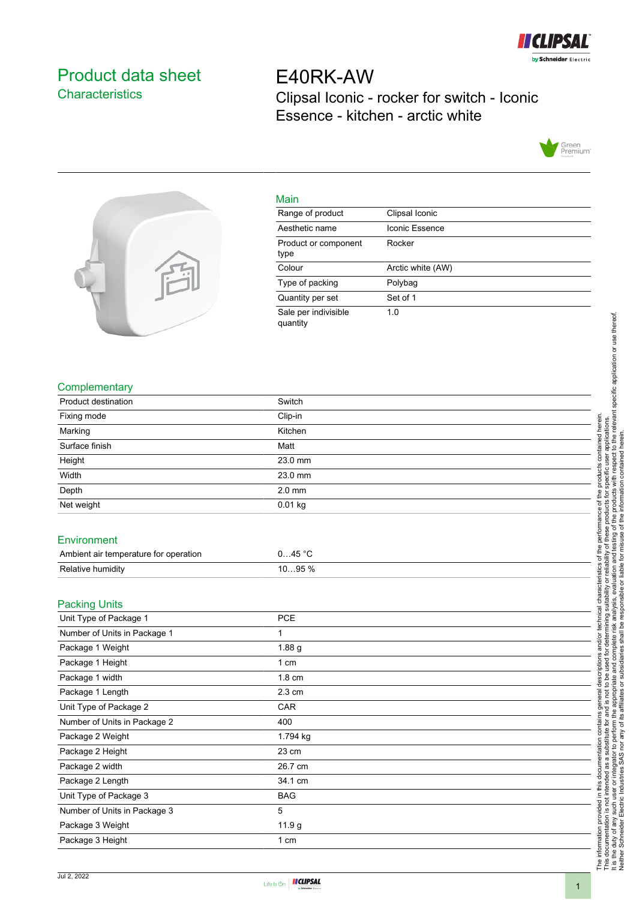# Product data sheet

## Characteristics

# E40RK-AW

Clipsal Iconic - rocker for switch - Iconic Essence - kitchen - arctic white

## Main

| | |
|---|---|
| Range of product | Clipsal Iconic |
| Aesthetic name | Iconic Essence |
| Product or component type | Rocker |
| Colour | Arctic white (AW) |
| Type of packing | Polybag |
| Quantity per set | Set of 1 |
| Sale per indivisible quantity | 1.0 |

## Complementary

| | |
|---|---|
| Product destination | Switch |
| Fixing mode | Clip-in |
| Marking | Kitchen |
| Surface finish | Matt |
| Height | 23.0 mm |
| Width | 23.0 mm |
| Depth | 2.0 mm |
| Net weight | 0.01 kg |

## Environment

| | |
|---|---|
| Ambient air temperature for operation | 0…45 °C |
| Relative humidity | 10…95 % |

## Packing Units

| | |
|---|---|
| Unit Type of Package 1 | PCE |
| Number of Units in Package 1 | 1 |
| Package 1 Weight | 1.88 g |
| Package 1 Height | 1 cm |
| Package 1 width | 1.8 cm |
| Package 1 Length | 2.3 cm |
| Unit Type of Package 2 | CAR |
| Number of Units in Package 2 | 400 |
| Package 2 Weight | 1.794 kg |
| Package 2 Height | 23 cm |
| Package 2 width | 26.7 cm |
| Package 2 Length | 34.1 cm |
| Unit Type of Package 3 | BAG |
| Number of Units in Package 3 | 5 |
| Package 3 Weight | 11.9 g |
| Package 3 Height | 1 cm |

The information provided in this documentation contains general descriptions and/or technical characteristics of the performance of the products contained herein. This documentation is not intended as a substitute for and is not to be used for determining suitability or reliability of these products for specific user applications. It is the duty of any such user or integrator to perform the appropriate and complete risk analysis, evaluation and testing of the products with respect to the relevant specific application or use thereof. Neither Schneider Electric Industries SAS nor any of its affiliates or subsidiaries shall be responsible or liable for misuse of the information contained herein.

Jul 2, 2022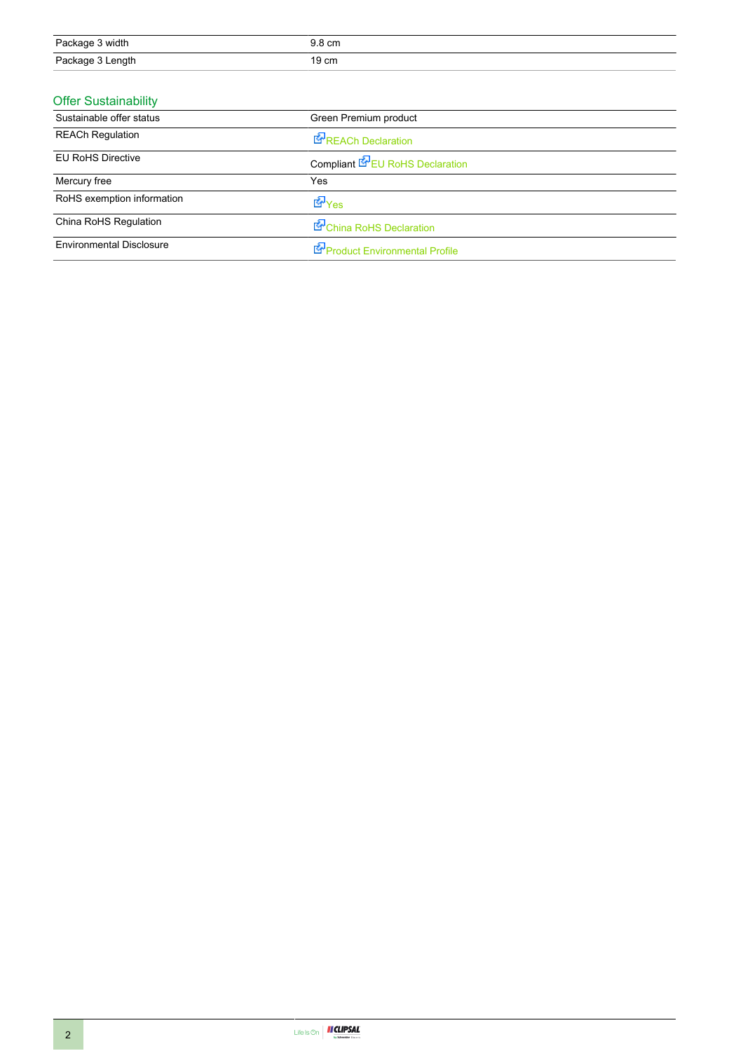| | |
|---|---|
| Package 3 width | 9.8 cm |
| Package 3 Length | 19 cm |

## Offer Sustainability

| | |
|---|---|
| Sustainable offer status | Green Premium product |
| REACh Regulation | REACh Declaration |
| EU RoHS Directive | Compliant EU RoHS Declaration |
| Mercury free | Yes |
| RoHS exemption information | Yes |
| China RoHS Regulation | China RoHS Declaration |
| Environmental Disclosure | Product Environmental Profile |